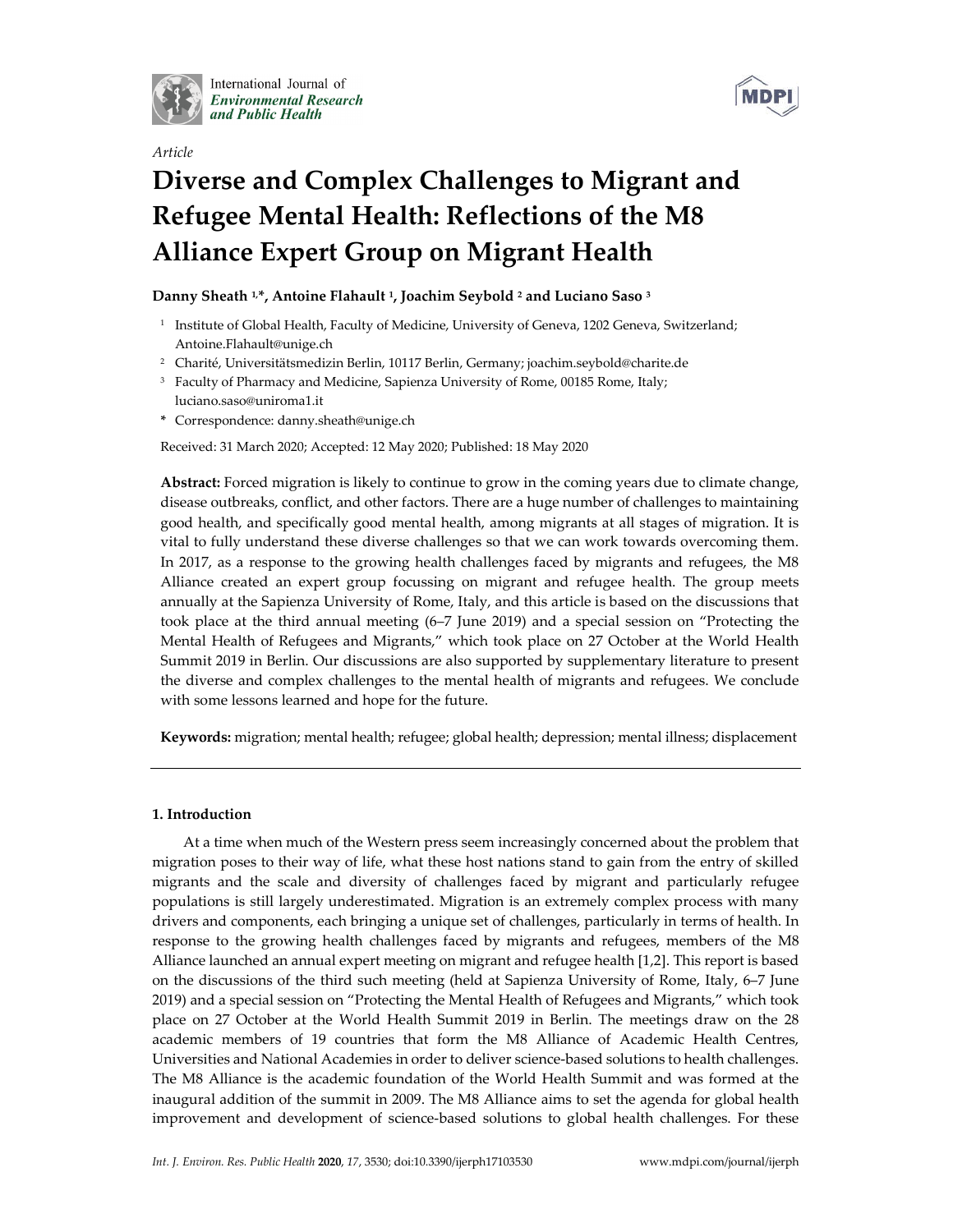*Article*

# Diverse and Complex Challenges to Migrant and Refugee Mental Health: Reflections of the M8 Alliance Expert Group on Migrant Health

**Danny Sheath [1,*], Antoine Flahault [1], Joachim Seybold [2] and Luciano Saso [3]**

[1] Institute of Global Health, Faculty of Medicine, University of Geneva, 1202 Geneva, Switzerland; Antoine.Flahault@unige.ch

[2] Charité, Universitätsmedizin Berlin, 10117 Berlin, Germany; joachim.seybold@charite.de

[3] Faculty of Pharmacy and Medicine, Sapienza University of Rome, 00185 Rome, Italy; luciano.saso@uniroma1.it

\* Correspondence: danny.sheath@unige.ch

Received: 31 March 2020; Accepted: 12 May 2020; Published: 18 May 2020

**Abstract:** Forced migration is likely to continue to grow in the coming years due to climate change, disease outbreaks, conflict, and other factors. There are a huge number of challenges to maintaining good health, and specifically good mental health, among migrants at all stages of migration. It is vital to fully understand these diverse challenges so that we can work towards overcoming them. In 2017, as a response to the growing health challenges faced by migrants and refugees, the M8 Alliance created an expert group focussing on migrant and refugee health. The group meets annually at the Sapienza University of Rome, Italy, and this article is based on the discussions that took place at the third annual meeting (6–7 June 2019) and a special session on "Protecting the Mental Health of Refugees and Migrants," which took place on 27 October at the World Health Summit 2019 in Berlin. Our discussions are also supported by supplementary literature to present the diverse and complex challenges to the mental health of migrants and refugees. We conclude with some lessons learned and hope for the future.

**Keywords:** migration; mental health; refugee; global health; depression; mental illness; displacement

## 1. Introduction

At a time when much of the Western press seem increasingly concerned about the problem that migration poses to their way of life, what these host nations stand to gain from the entry of skilled migrants and the scale and diversity of challenges faced by migrant and particularly refugee populations is still largely underestimated. Migration is an extremely complex process with many drivers and components, each bringing a unique set of challenges, particularly in terms of health. In response to the growing health challenges faced by migrants and refugees, members of the M8 Alliance launched an annual expert meeting on migrant and refugee health [1,2]. This report is based on the discussions of the third such meeting (held at Sapienza University of Rome, Italy, 6–7 June 2019) and a special session on "Protecting the Mental Health of Refugees and Migrants," which took place on 27 October at the World Health Summit 2019 in Berlin. The meetings draw on the 28 academic members of 19 countries that form the M8 Alliance of Academic Health Centres, Universities and National Academies in order to deliver science-based solutions to health challenges. The M8 Alliance is the academic foundation of the World Health Summit and was formed at the inaugural addition of the summit in 2009. The M8 Alliance aims to set the agenda for global health improvement and development of science-based solutions to global health challenges. For these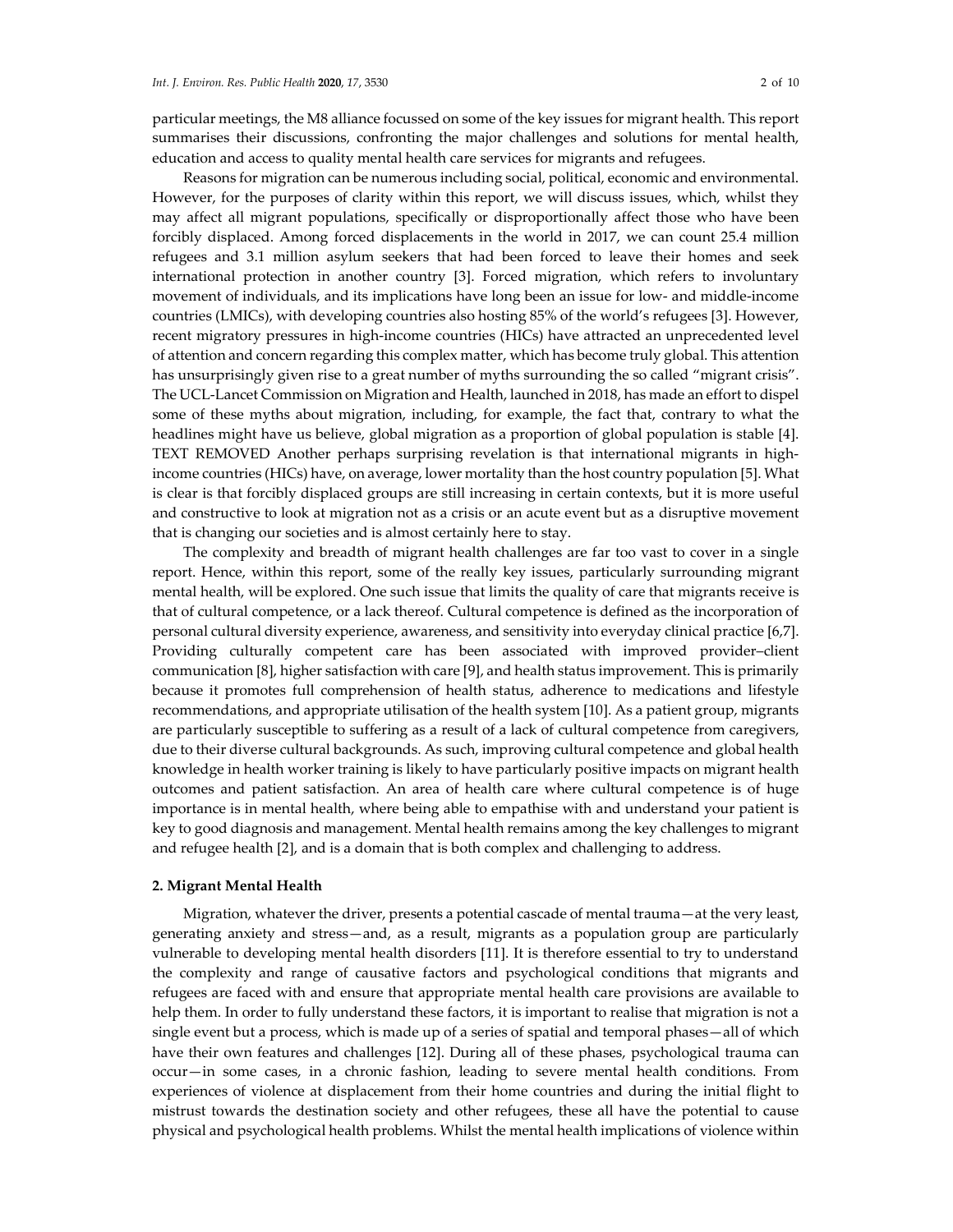particular meetings, the M8 alliance focussed on some of the key issues for migrant health. This report summarises their discussions, confronting the major challenges and solutions for mental health, education and access to quality mental health care services for migrants and refugees.

Reasons for migration can be numerous including social, political, economic and environmental. However, for the purposes of clarity within this report, we will discuss issues, which, whilst they may affect all migrant populations, specifically or disproportionally affect those who have been forcibly displaced. Among forced displacements in the world in 2017, we can count 25.4 million refugees and 3.1 million asylum seekers that had been forced to leave their homes and seek international protection in another country [3]. Forced migration, which refers to involuntary movement of individuals, and its implications have long been an issue for low- and middle-income countries (LMICs), with developing countries also hosting 85% of the world's refugees [3]. However, recent migratory pressures in high-income countries (HICs) have attracted an unprecedented level of attention and concern regarding this complex matter, which has become truly global. This attention has unsurprisingly given rise to a great number of myths surrounding the so called "migrant crisis". The UCL-Lancet Commission on Migration and Health, launched in 2018, has made an effort to dispel some of these myths about migration, including, for example, the fact that, contrary to what the headlines might have us believe, global migration as a proportion of global population is stable [4]. TEXT REMOVED Another perhaps surprising revelation is that international migrants in high-income countries (HICs) have, on average, lower mortality than the host country population [5]. What is clear is that forcibly displaced groups are still increasing in certain contexts, but it is more useful and constructive to look at migration not as a crisis or an acute event but as a disruptive movement that is changing our societies and is almost certainly here to stay.

The complexity and breadth of migrant health challenges are far too vast to cover in a single report. Hence, within this report, some of the really key issues, particularly surrounding migrant mental health, will be explored. One such issue that limits the quality of care that migrants receive is that of cultural competence, or a lack thereof. Cultural competence is defined as the incorporation of personal cultural diversity experience, awareness, and sensitivity into everyday clinical practice [6,7]. Providing culturally competent care has been associated with improved provider–client communication [8], higher satisfaction with care [9], and health status improvement. This is primarily because it promotes full comprehension of health status, adherence to medications and lifestyle recommendations, and appropriate utilisation of the health system [10]. As a patient group, migrants are particularly susceptible to suffering as a result of a lack of cultural competence from caregivers, due to their diverse cultural backgrounds. As such, improving cultural competence and global health knowledge in health worker training is likely to have particularly positive impacts on migrant health outcomes and patient satisfaction. An area of health care where cultural competence is of huge importance is in mental health, where being able to empathise with and understand your patient is key to good diagnosis and management. Mental health remains among the key challenges to migrant and refugee health [2], and is a domain that is both complex and challenging to address.

## 2. Migrant Mental Health

Migration, whatever the driver, presents a potential cascade of mental trauma—at the very least, generating anxiety and stress—and, as a result, migrants as a population group are particularly vulnerable to developing mental health disorders [11]. It is therefore essential to try to understand the complexity and range of causative factors and psychological conditions that migrants and refugees are faced with and ensure that appropriate mental health care provisions are available to help them. In order to fully understand these factors, it is important to realise that migration is not a single event but a process, which is made up of a series of spatial and temporal phases—all of which have their own features and challenges [12]. During all of these phases, psychological trauma can occur—in some cases, in a chronic fashion, leading to severe mental health conditions. From experiences of violence at displacement from their home countries and during the initial flight to mistrust towards the destination society and other refugees, these all have the potential to cause physical and psychological health problems. Whilst the mental health implications of violence within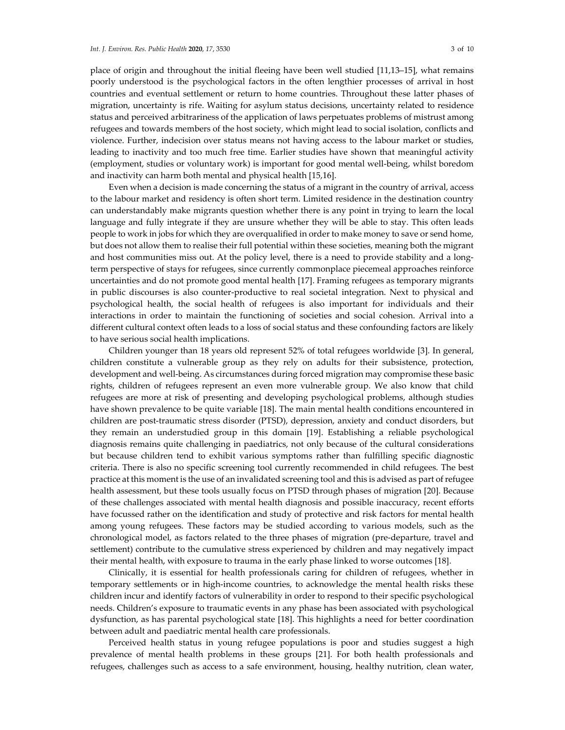place of origin and throughout the initial fleeing have been well studied [11,13–15], what remains poorly understood is the psychological factors in the often lengthier processes of arrival in host countries and eventual settlement or return to home countries. Throughout these latter phases of migration, uncertainty is rife. Waiting for asylum status decisions, uncertainty related to residence status and perceived arbitrariness of the application of laws perpetuates problems of mistrust among refugees and towards members of the host society, which might lead to social isolation, conflicts and violence. Further, indecision over status means not having access to the labour market or studies, leading to inactivity and too much free time. Earlier studies have shown that meaningful activity (employment, studies or voluntary work) is important for good mental well-being, whilst boredom and inactivity can harm both mental and physical health [15,16].

Even when a decision is made concerning the status of a migrant in the country of arrival, access to the labour market and residency is often short term. Limited residence in the destination country can understandably make migrants question whether there is any point in trying to learn the local language and fully integrate if they are unsure whether they will be able to stay. This often leads people to work in jobs for which they are overqualified in order to make money to save or send home, but does not allow them to realise their full potential within these societies, meaning both the migrant and host communities miss out. At the policy level, there is a need to provide stability and a long-term perspective of stays for refugees, since currently commonplace piecemeal approaches reinforce uncertainties and do not promote good mental health [17]. Framing refugees as temporary migrants in public discourses is also counter-productive to real societal integration. Next to physical and psychological health, the social health of refugees is also important for individuals and their interactions in order to maintain the functioning of societies and social cohesion. Arrival into a different cultural context often leads to a loss of social status and these confounding factors are likely to have serious social health implications.

Children younger than 18 years old represent 52% of total refugees worldwide [3]. In general, children constitute a vulnerable group as they rely on adults for their subsistence, protection, development and well-being. As circumstances during forced migration may compromise these basic rights, children of refugees represent an even more vulnerable group. We also know that child refugees are more at risk of presenting and developing psychological problems, although studies have shown prevalence to be quite variable [18]. The main mental health conditions encountered in children are post-traumatic stress disorder (PTSD), depression, anxiety and conduct disorders, but they remain an understudied group in this domain [19]. Establishing a reliable psychological diagnosis remains quite challenging in paediatrics, not only because of the cultural considerations but because children tend to exhibit various symptoms rather than fulfilling specific diagnostic criteria. There is also no specific screening tool currently recommended in child refugees. The best practice at this moment is the use of an invalidated screening tool and this is advised as part of refugee health assessment, but these tools usually focus on PTSD through phases of migration [20]. Because of these challenges associated with mental health diagnosis and possible inaccuracy, recent efforts have focussed rather on the identification and study of protective and risk factors for mental health among young refugees. These factors may be studied according to various models, such as the chronological model, as factors related to the three phases of migration (pre-departure, travel and settlement) contribute to the cumulative stress experienced by children and may negatively impact their mental health, with exposure to trauma in the early phase linked to worse outcomes [18].

Clinically, it is essential for health professionals caring for children of refugees, whether in temporary settlements or in high-income countries, to acknowledge the mental health risks these children incur and identify factors of vulnerability in order to respond to their specific psychological needs. Children's exposure to traumatic events in any phase has been associated with psychological dysfunction, as has parental psychological state [18]. This highlights a need for better coordination between adult and paediatric mental health care professionals.

Perceived health status in young refugee populations is poor and studies suggest a high prevalence of mental health problems in these groups [21]. For both health professionals and refugees, challenges such as access to a safe environment, housing, healthy nutrition, clean water,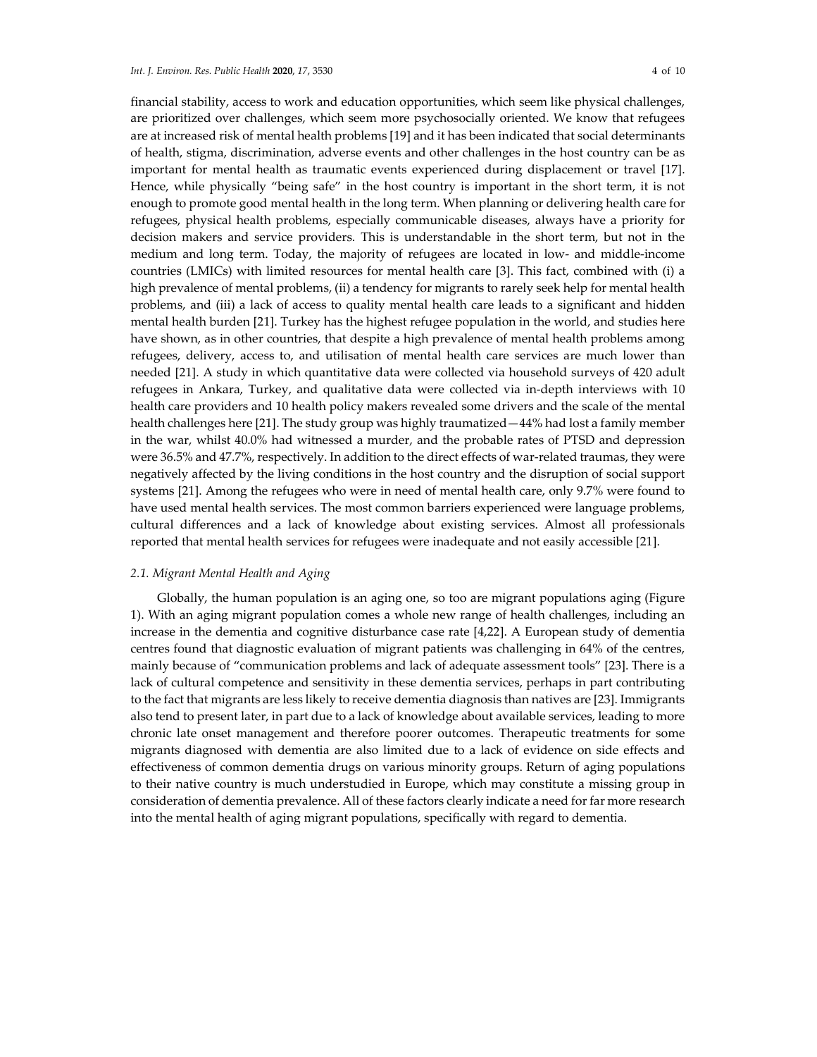financial stability, access to work and education opportunities, which seem like physical challenges, are prioritized over challenges, which seem more psychosocially oriented. We know that refugees are at increased risk of mental health problems [19] and it has been indicated that social determinants of health, stigma, discrimination, adverse events and other challenges in the host country can be as important for mental health as traumatic events experienced during displacement or travel [17]. Hence, while physically "being safe" in the host country is important in the short term, it is not enough to promote good mental health in the long term. When planning or delivering health care for refugees, physical health problems, especially communicable diseases, always have a priority for decision makers and service providers. This is understandable in the short term, but not in the medium and long term. Today, the majority of refugees are located in low- and middle-income countries (LMICs) with limited resources for mental health care [3]. This fact, combined with (i) a high prevalence of mental problems, (ii) a tendency for migrants to rarely seek help for mental health problems, and (iii) a lack of access to quality mental health care leads to a significant and hidden mental health burden [21]. Turkey has the highest refugee population in the world, and studies here have shown, as in other countries, that despite a high prevalence of mental health problems among refugees, delivery, access to, and utilisation of mental health care services are much lower than needed [21]. A study in which quantitative data were collected via household surveys of 420 adult refugees in Ankara, Turkey, and qualitative data were collected via in-depth interviews with 10 health care providers and 10 health policy makers revealed some drivers and the scale of the mental health challenges here [21]. The study group was highly traumatized—44% had lost a family member in the war, whilst 40.0% had witnessed a murder, and the probable rates of PTSD and depression were 36.5% and 47.7%, respectively. In addition to the direct effects of war-related traumas, they were negatively affected by the living conditions in the host country and the disruption of social support systems [21]. Among the refugees who were in need of mental health care, only 9.7% were found to have used mental health services. The most common barriers experienced were language problems, cultural differences and a lack of knowledge about existing services. Almost all professionals reported that mental health services for refugees were inadequate and not easily accessible [21].

### 2.1. Migrant Mental Health and Aging

Globally, the human population is an aging one, so too are migrant populations aging (Figure 1). With an aging migrant population comes a whole new range of health challenges, including an increase in the dementia and cognitive disturbance case rate [4,22]. A European study of dementia centres found that diagnostic evaluation of migrant patients was challenging in 64% of the centres, mainly because of "communication problems and lack of adequate assessment tools" [23]. There is a lack of cultural competence and sensitivity in these dementia services, perhaps in part contributing to the fact that migrants are less likely to receive dementia diagnosis than natives are [23]. Immigrants also tend to present later, in part due to a lack of knowledge about available services, leading to more chronic late onset management and therefore poorer outcomes. Therapeutic treatments for some migrants diagnosed with dementia are also limited due to a lack of evidence on side effects and effectiveness of common dementia drugs on various minority groups. Return of aging populations to their native country is much understudied in Europe, which may constitute a missing group in consideration of dementia prevalence. All of these factors clearly indicate a need for far more research into the mental health of aging migrant populations, specifically with regard to dementia.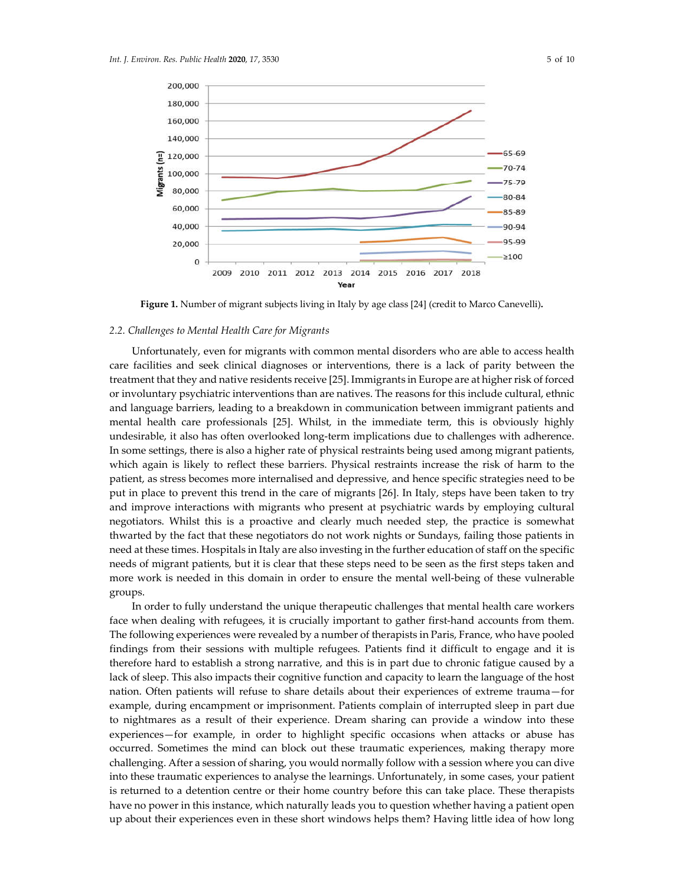Figure 1. Number of migrant subjects living in Italy by age class [24] (credit to Marco Canevelli).

### 2.2. Challenges to Mental Health Care for Migrants

Unfortunately, even for migrants with common mental disorders who are able to access health care facilities and seek clinical diagnoses or interventions, there is a lack of parity between the treatment that they and native residents receive [25]. Immigrants in Europe are at higher risk of forced or involuntary psychiatric interventions than are natives. The reasons for this include cultural, ethnic and language barriers, leading to a breakdown in communication between immigrant patients and mental health care professionals [25]. Whilst, in the immediate term, this is obviously highly undesirable, it also has often overlooked long-term implications due to challenges with adherence. In some settings, there is also a higher rate of physical restraints being used among migrant patients, which again is likely to reflect these barriers. Physical restraints increase the risk of harm to the patient, as stress becomes more internalised and depressive, and hence specific strategies need to be put in place to prevent this trend in the care of migrants [26]. In Italy, steps have been taken to try and improve interactions with migrants who present at psychiatric wards by employing cultural negotiators. Whilst this is a proactive and clearly much needed step, the practice is somewhat thwarted by the fact that these negotiators do not work nights or Sundays, failing those patients in need at these times. Hospitals in Italy are also investing in the further education of staff on the specific needs of migrant patients, but it is clear that these steps need to be seen as the first steps taken and more work is needed in this domain in order to ensure the mental well-being of these vulnerable groups.

In order to fully understand the unique therapeutic challenges that mental health care workers face when dealing with refugees, it is crucially important to gather first-hand accounts from them. The following experiences were revealed by a number of therapists in Paris, France, who have pooled findings from their sessions with multiple refugees. Patients find it difficult to engage and it is therefore hard to establish a strong narrative, and this is in part due to chronic fatigue caused by a lack of sleep. This also impacts their cognitive function and capacity to learn the language of the host nation. Often patients will refuse to share details about their experiences of extreme trauma—for example, during encampment or imprisonment. Patients complain of interrupted sleep in part due to nightmares as a result of their experience. Dream sharing can provide a window into these experiences—for example, in order to highlight specific occasions when attacks or abuse has occurred. Sometimes the mind can block out these traumatic experiences, making therapy more challenging. After a session of sharing, you would normally follow with a session where you can dive into these traumatic experiences to analyse the learnings. Unfortunately, in some cases, your patient is returned to a detention centre or their home country before this can take place. These therapists have no power in this instance, which naturally leads you to question whether having a patient open up about their experiences even in these short windows helps them? Having little idea of how long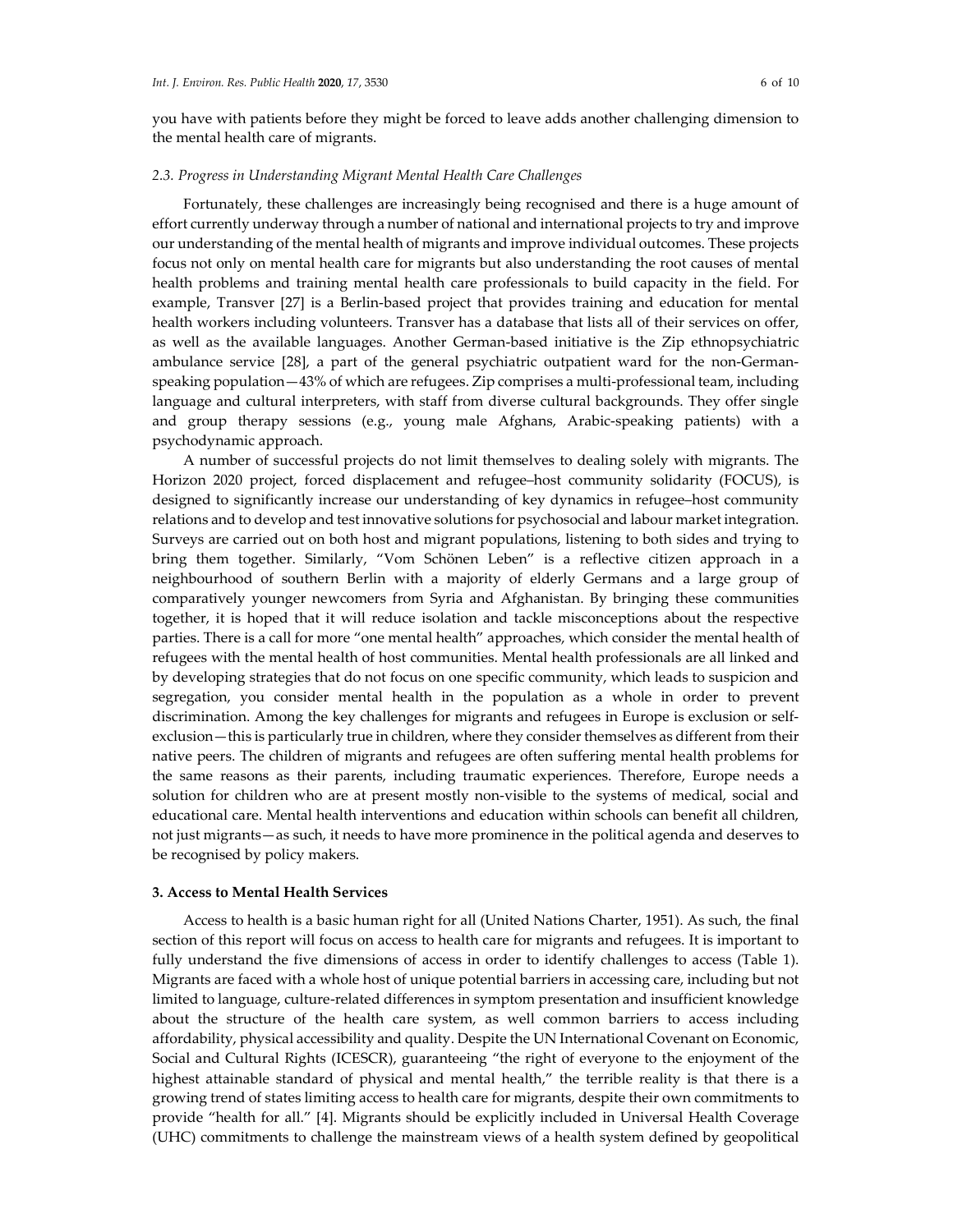you have with patients before they might be forced to leave adds another challenging dimension to the mental health care of migrants.

### *2.3. Progress in Understanding Migrant Mental Health Care Challenges*

Fortunately, these challenges are increasingly being recognised and there is a huge amount of effort currently underway through a number of national and international projects to try and improve our understanding of the mental health of migrants and improve individual outcomes. These projects focus not only on mental health care for migrants but also understanding the root causes of mental health problems and training mental health care professionals to build capacity in the field. For example, Transver [27] is a Berlin-based project that provides training and education for mental health workers including volunteers. Transver has a database that lists all of their services on offer, as well as the available languages. Another German-based initiative is the Zip ethnopsychiatric ambulance service [28], a part of the general psychiatric outpatient ward for the non-German-speaking population—43% of which are refugees. Zip comprises a multi-professional team, including language and cultural interpreters, with staff from diverse cultural backgrounds. They offer single and group therapy sessions (e.g., young male Afghans, Arabic-speaking patients) with a psychodynamic approach.

A number of successful projects do not limit themselves to dealing solely with migrants. The Horizon 2020 project, forced displacement and refugee–host community solidarity (FOCUS), is designed to significantly increase our understanding of key dynamics in refugee–host community relations and to develop and test innovative solutions for psychosocial and labour market integration. Surveys are carried out on both host and migrant populations, listening to both sides and trying to bring them together. Similarly, "Vom Schönen Leben" is a reflective citizen approach in a neighbourhood of southern Berlin with a majority of elderly Germans and a large group of comparatively younger newcomers from Syria and Afghanistan. By bringing these communities together, it is hoped that it will reduce isolation and tackle misconceptions about the respective parties. There is a call for more "one mental health" approaches, which consider the mental health of refugees with the mental health of host communities. Mental health professionals are all linked and by developing strategies that do not focus on one specific community, which leads to suspicion and segregation, you consider mental health in the population as a whole in order to prevent discrimination. Among the key challenges for migrants and refugees in Europe is exclusion or self-exclusion—this is particularly true in children, where they consider themselves as different from their native peers. The children of migrants and refugees are often suffering mental health problems for the same reasons as their parents, including traumatic experiences. Therefore, Europe needs a solution for children who are at present mostly non-visible to the systems of medical, social and educational care. Mental health interventions and education within schools can benefit all children, not just migrants—as such, it needs to have more prominence in the political agenda and deserves to be recognised by policy makers.

## 3. Access to Mental Health Services

Access to health is a basic human right for all (United Nations Charter, 1951). As such, the final section of this report will focus on access to health care for migrants and refugees. It is important to fully understand the five dimensions of access in order to identify challenges to access (Table 1). Migrants are faced with a whole host of unique potential barriers in accessing care, including but not limited to language, culture-related differences in symptom presentation and insufficient knowledge about the structure of the health care system, as well common barriers to access including affordability, physical accessibility and quality. Despite the UN International Covenant on Economic, Social and Cultural Rights (ICESCR), guaranteeing "the right of everyone to the enjoyment of the highest attainable standard of physical and mental health," the terrible reality is that there is a growing trend of states limiting access to health care for migrants, despite their own commitments to provide "health for all." [4]. Migrants should be explicitly included in Universal Health Coverage (UHC) commitments to challenge the mainstream views of a health system defined by geopolitical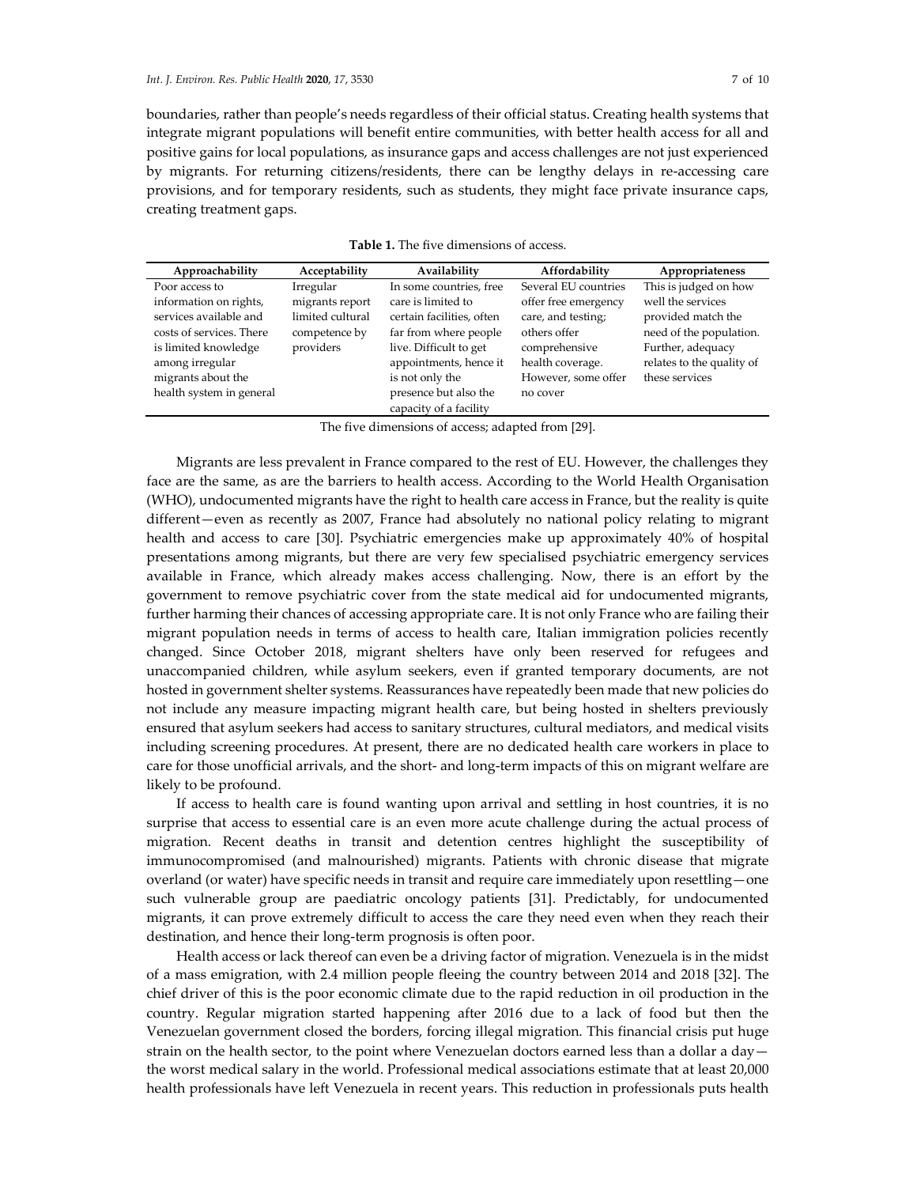boundaries, rather than people's needs regardless of their official status. Creating health systems that integrate migrant populations will benefit entire communities, with better health access for all and positive gains for local populations, as insurance gaps and access challenges are not just experienced by migrants. For returning citizens/residents, there can be lengthy delays in re-accessing care provisions, and for temporary residents, such as students, they might face private insurance caps, creating treatment gaps.

**Table 1.** The five dimensions of access.

| Approachability | Acceptability | Availability | Affordability | Appropriateness |
|---|---|---|---|---|
| Poor access to information on rights, services available and costs of services. There is limited knowledge among irregular migrants about the health system in general | Irregular migrants report limited cultural competence by providers | In some countries, free care is limited to certain facilities, often far from where people live. Difficult to get appointments, hence it is not only the presence but also the capacity of a facility | Several EU countries offer free emergency care, and testing; others offer comprehensive health coverage. However, some offer no cover | This is judged on how well the services provided match the need of the population. Further, adequacy relates to the quality of these services |

The five dimensions of access; adapted from [29].

Migrants are less prevalent in France compared to the rest of EU. However, the challenges they face are the same, as are the barriers to health access. According to the World Health Organisation (WHO), undocumented migrants have the right to health care access in France, but the reality is quite different—even as recently as 2007, France had absolutely no national policy relating to migrant health and access to care [30]. Psychiatric emergencies make up approximately 40% of hospital presentations among migrants, but there are very few specialised psychiatric emergency services available in France, which already makes access challenging. Now, there is an effort by the government to remove psychiatric cover from the state medical aid for undocumented migrants, further harming their chances of accessing appropriate care. It is not only France who are failing their migrant population needs in terms of access to health care, Italian immigration policies recently changed. Since October 2018, migrant shelters have only been reserved for refugees and unaccompanied children, while asylum seekers, even if granted temporary documents, are not hosted in government shelter systems. Reassurances have repeatedly been made that new policies do not include any measure impacting migrant health care, but being hosted in shelters previously ensured that asylum seekers had access to sanitary structures, cultural mediators, and medical visits including screening procedures. At present, there are no dedicated health care workers in place to care for those unofficial arrivals, and the short- and long-term impacts of this on migrant welfare are likely to be profound.

If access to health care is found wanting upon arrival and settling in host countries, it is no surprise that access to essential care is an even more acute challenge during the actual process of migration. Recent deaths in transit and detention centres highlight the susceptibility of immunocompromised (and malnourished) migrants. Patients with chronic disease that migrate overland (or water) have specific needs in transit and require care immediately upon resettling—one such vulnerable group are paediatric oncology patients [31]. Predictably, for undocumented migrants, it can prove extremely difficult to access the care they need even when they reach their destination, and hence their long-term prognosis is often poor.

Health access or lack thereof can even be a driving factor of migration. Venezuela is in the midst of a mass emigration, with 2.4 million people fleeing the country between 2014 and 2018 [32]. The chief driver of this is the poor economic climate due to the rapid reduction in oil production in the country. Regular migration started happening after 2016 due to a lack of food but then the Venezuelan government closed the borders, forcing illegal migration. This financial crisis put huge strain on the health sector, to the point where Venezuelan doctors earned less than a dollar a day—the worst medical salary in the world. Professional medical associations estimate that at least 20,000 health professionals have left Venezuela in recent years. This reduction in professionals puts health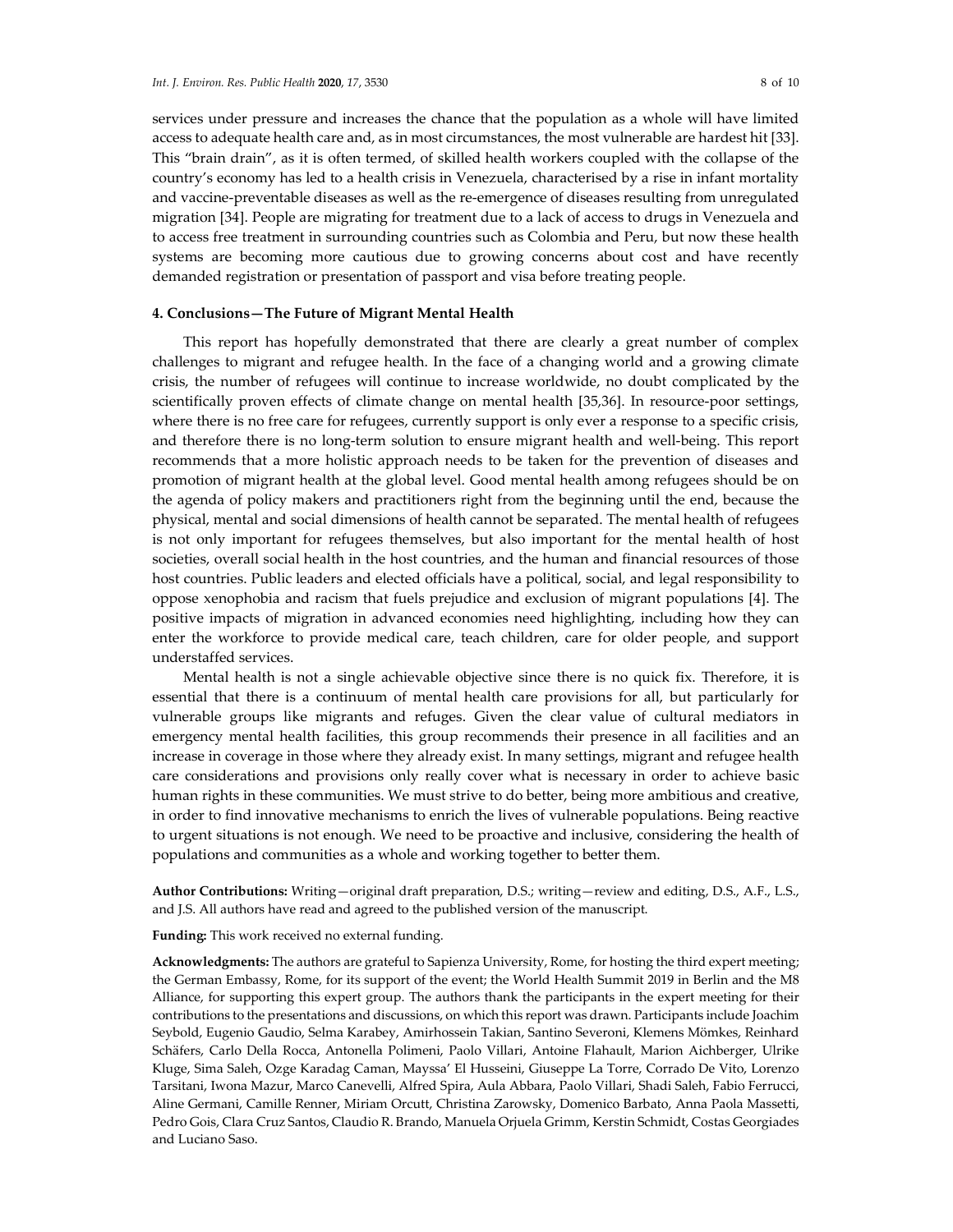services under pressure and increases the chance that the population as a whole will have limited access to adequate health care and, as in most circumstances, the most vulnerable are hardest hit [33]. This "brain drain", as it is often termed, of skilled health workers coupled with the collapse of the country's economy has led to a health crisis in Venezuela, characterised by a rise in infant mortality and vaccine-preventable diseases as well as the re-emergence of diseases resulting from unregulated migration [34]. People are migrating for treatment due to a lack of access to drugs in Venezuela and to access free treatment in surrounding countries such as Colombia and Peru, but now these health systems are becoming more cautious due to growing concerns about cost and have recently demanded registration or presentation of passport and visa before treating people.

## 4. Conclusions—The Future of Migrant Mental Health

This report has hopefully demonstrated that there are clearly a great number of complex challenges to migrant and refugee health. In the face of a changing world and a growing climate crisis, the number of refugees will continue to increase worldwide, no doubt complicated by the scientifically proven effects of climate change on mental health [35,36]. In resource-poor settings, where there is no free care for refugees, currently support is only ever a response to a specific crisis, and therefore there is no long-term solution to ensure migrant health and well-being. This report recommends that a more holistic approach needs to be taken for the prevention of diseases and promotion of migrant health at the global level. Good mental health among refugees should be on the agenda of policy makers and practitioners right from the beginning until the end, because the physical, mental and social dimensions of health cannot be separated. The mental health of refugees is not only important for refugees themselves, but also important for the mental health of host societies, overall social health in the host countries, and the human and financial resources of those host countries. Public leaders and elected officials have a political, social, and legal responsibility to oppose xenophobia and racism that fuels prejudice and exclusion of migrant populations [4]. The positive impacts of migration in advanced economies need highlighting, including how they can enter the workforce to provide medical care, teach children, care for older people, and support understaffed services.

Mental health is not a single achievable objective since there is no quick fix. Therefore, it is essential that there is a continuum of mental health care provisions for all, but particularly for vulnerable groups like migrants and refuges. Given the clear value of cultural mediators in emergency mental health facilities, this group recommends their presence in all facilities and an increase in coverage in those where they already exist. In many settings, migrant and refugee health care considerations and provisions only really cover what is necessary in order to achieve basic human rights in these communities. We must strive to do better, being more ambitious and creative, in order to find innovative mechanisms to enrich the lives of vulnerable populations. Being reactive to urgent situations is not enough. We need to be proactive and inclusive, considering the health of populations and communities as a whole and working together to better them.

**Author Contributions:** Writing—original draft preparation, D.S.; writing—review and editing, D.S., A.F., L.S., and J.S. All authors have read and agreed to the published version of the manuscript.

**Funding:** This work received no external funding.

**Acknowledgments:** The authors are grateful to Sapienza University, Rome, for hosting the third expert meeting; the German Embassy, Rome, for its support of the event; the World Health Summit 2019 in Berlin and the M8 Alliance, for supporting this expert group. The authors thank the participants in the expert meeting for their contributions to the presentations and discussions, on which this report was drawn. Participants include Joachim Seybold, Eugenio Gaudio, Selma Karabey, Amirhossein Takian, Santino Severoni, Klemens Mömkes, Reinhard Schäfers, Carlo Della Rocca, Antonella Polimeni, Paolo Villari, Antoine Flahault, Marion Aichberger, Ulrike Kluge, Sima Saleh, Ozge Karadag Caman, Mayssa' El Husseini, Giuseppe La Torre, Corrado De Vito, Lorenzo Tarsitani, Iwona Mazur, Marco Canevelli, Alfred Spira, Aula Abbara, Paolo Villari, Shadi Saleh, Fabio Ferrucci, Aline Germani, Camille Renner, Miriam Orcutt, Christina Zarowsky, Domenico Barbato, Anna Paola Massetti, Pedro Gois, Clara Cruz Santos, Claudio R. Brando, Manuela Orjuela Grimm, Kerstin Schmidt, Costas Georgiades and Luciano Saso.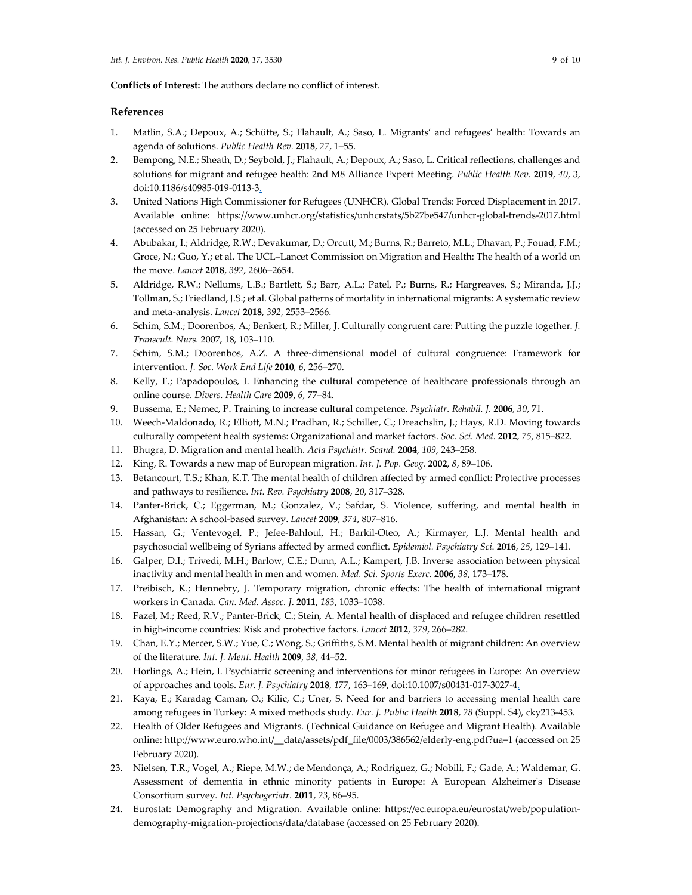**Conflicts of Interest:** The authors declare no conflict of interest.

## References

1. Matlin, S.A.; Depoux, A.; Schütte, S.; Flahault, A.; Saso, L. Migrants' and refugees' health: Towards an agenda of solutions. *Public Health Rev.* **2018**, *27*, 1–55.
2. Bempong, N.E.; Sheath, D.; Seybold, J.; Flahault, A.; Depoux, A.; Saso, L. Critical reflections, challenges and solutions for migrant and refugee health: 2nd M8 Alliance Expert Meeting. *Public Health Rev.* **2019**, *40*, 3, doi:10.1186/s40985-019-0113-3.
3. United Nations High Commissioner for Refugees (UNHCR). Global Trends: Forced Displacement in 2017. Available online: https://www.unhcr.org/statistics/unhcrstats/5b27be547/unhcr-global-trends-2017.html (accessed on 25 February 2020).
4. Abubakar, I.; Aldridge, R.W.; Devakumar, D.; Orcutt, M.; Burns, R.; Barreto, M.L.; Dhavan, P.; Fouad, F.M.; Groce, N.; Guo, Y.; et al. The UCL–Lancet Commission on Migration and Health: The health of a world on the move. *Lancet* **2018**, *392*, 2606–2654.
5. Aldridge, R.W.; Nellums, L.B.; Bartlett, S.; Barr, A.L.; Patel, P.; Burns, R.; Hargreaves, S.; Miranda, J.J.; Tollman, S.; Friedland, J.S.; et al. Global patterns of mortality in international migrants: A systematic review and meta-analysis. *Lancet* **2018**, *392*, 2553–2566.
6. Schim, S.M.; Doorenbos, A.; Benkert, R.; Miller, J. Culturally congruent care: Putting the puzzle together. *J. Transcult. Nurs.* 2007, 18, 103–110.
7. Schim, S.M.; Doorenbos, A.Z. A three-dimensional model of cultural congruence: Framework for intervention. *J. Soc. Work End Life* **2010**, *6*, 256–270.
8. Kelly, F.; Papadopoulos, I. Enhancing the cultural competence of healthcare professionals through an online course. *Divers. Health Care* **2009**, *6*, 77–84.
9. Bussema, E.; Nemec, P. Training to increase cultural competence. *Psychiatr. Rehabil. J.* **2006**, *30*, 71.
10. Weech-Maldonado, R.; Elliott, M.N.; Pradhan, R.; Schiller, C.; Dreachslin, J.; Hays, R.D. Moving towards culturally competent health systems: Organizational and market factors. *Soc. Sci. Med*. **2012**, *75*, 815–822.
11. Bhugra, D. Migration and mental health. *Acta Psychiatr. Scand.* **2004**, *109*, 243–258.
12. King, R. Towards a new map of European migration. *Int. J. Pop. Geog.* **2002**, *8*, 89–106.
13. Betancourt, T.S.; Khan, K.T. The mental health of children affected by armed conflict: Protective processes and pathways to resilience. *Int. Rev. Psychiatry* **2008**, *20*, 317–328.
14. Panter-Brick, C.; Eggerman, M.; Gonzalez, V.; Safdar, S. Violence, suffering, and mental health in Afghanistan: A school-based survey. *Lancet* **2009**, *374*, 807–816.
15. Hassan, G.; Ventevogel, P.; Jefee-Bahloul, H.; Barkil-Oteo, A.; Kirmayer, L.J. Mental health and psychosocial wellbeing of Syrians affected by armed conflict. *Epidemiol. Psychiatry Sci*. **2016**, *25*, 129–141.
16. Galper, D.I.; Trivedi, M.H.; Barlow, C.E.; Dunn, A.L.; Kampert, J.B. Inverse association between physical inactivity and mental health in men and women. *Med. Sci. Sports Exerc.* **2006**, *38*, 173–178.
17. Preibisch, K.; Hennebry, J. Temporary migration, chronic effects: The health of international migrant workers in Canada. *Can. Med. Assoc. J*. **2011**, *183*, 1033–1038.
18. Fazel, M.; Reed, R.V.; Panter-Brick, C.; Stein, A. Mental health of displaced and refugee children resettled in high-income countries: Risk and protective factors. *Lancet* **2012**, *379*, 266–282.
19. Chan, E.Y.; Mercer, S.W.; Yue, C.; Wong, S.; Griffiths, S.M. Mental health of migrant children: An overview of the literature. *Int. J. Ment. Health* **2009**, *38*, 44–52.
20. Horlings, A.; Hein, I. Psychiatric screening and interventions for minor refugees in Europe: An overview of approaches and tools. *Eur. J. Psychiatry* **2018**, *177*, 163–169, doi:10.1007/s00431-017-3027-4.
21. Kaya, E.; Karadag Caman, O.; Kilic, C.; Uner, S. Need for and barriers to accessing mental health care among refugees in Turkey: A mixed methods study. *Eur. J. Public Health* **2018**, *28* (Suppl. S4), cky213-453.
22. Health of Older Refugees and Migrants. (Technical Guidance on Refugee and Migrant Health). Available online: http://www.euro.who.int/__data/assets/pdf_file/0003/386562/elderly-eng.pdf?ua=1 (accessed on 25 February 2020).
23. Nielsen, T.R.; Vogel, A.; Riepe, M.W.; de Mendonça, A.; Rodriguez, G.; Nobili, F.; Gade, A.; Waldemar, G. Assessment of dementia in ethnic minority patients in Europe: A European Alzheimer's Disease Consortium survey. *Int. Psychogeriatr.* **2011**, *23*, 86–95.
24. Eurostat: Demography and Migration. Available online: https://ec.europa.eu/eurostat/web/population-demography-migration-projections/data/database (accessed on 25 February 2020).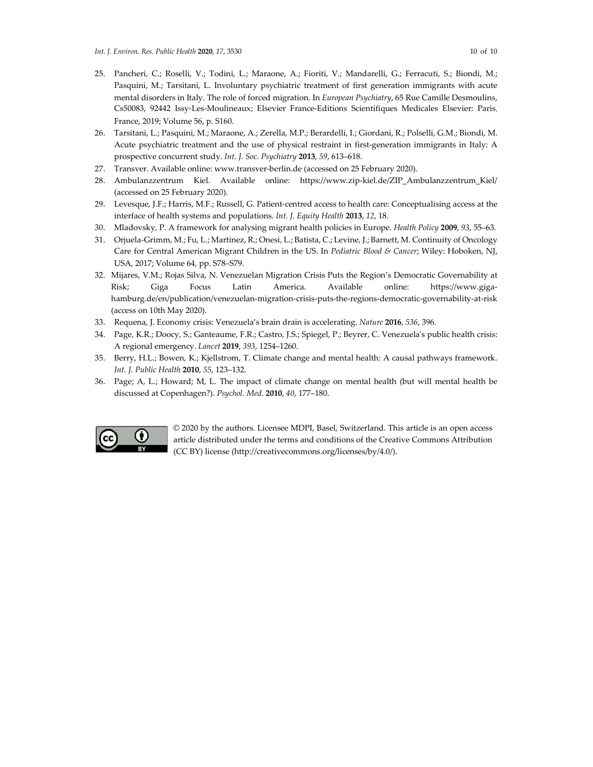25. Pancheri, C.; Roselli, V.; Todini, L.; Maraone, A.; Fioriti, V.; Mandarelli, G.; Ferracuti, S.; Biondi, M.; Pasquini, M.; Tarsitani, L. Involuntary psychiatric treatment of first generation immigrants with acute mental disorders in Italy. The role of forced migration. In *European Psychiatry*, 65 Rue Camille Desmoulins, Cs50083, 92442 Issy-Les-Moulineaux; Elsevier France-Editions Scientifiques Medicales Elsevier: Paris, France, 2019; Volume 56, p. S160.
26. Tarsitani, L.; Pasquini, M.; Maraone, A.; Zerella, M.P.; Berardelli, I.; Giordani, R.; Polselli, G.M.; Biondi, M. Acute psychiatric treatment and the use of physical restraint in first-generation immigrants in Italy: A prospective concurrent study. *Int. J. Soc. Psychiatry* **2013**, *59*, 613–618.
27. Transver. Available online: www.transver-berlin.de (accessed on 25 February 2020).
28. Ambulanzzentrum Kiel. Available online: https://www.zip-kiel.de/ZIP_Ambulanzzentrum_Kiel/ (accessed on 25 February 2020).
29. Levesque, J.F.; Harris, M.F.; Russell, G. Patient-centred access to health care: Conceptualising access at the interface of health systems and populations. *Int. J. Equity Health* **2013**, *12*, 18.
30. Mladovsky, P. A framework for analysing migrant health policies in Europe. *Health Policy* **2009**, *93*, 55–63.
31. Orjuela-Grimm, M.; Fu, L.; Martinez, R.; Onesi, L.; Batista, C.; Levine, J.; Barnett, M. Continuity of Oncology Care for Central American Migrant Children in the US. In *Pediatric Blood & Cancer*; Wiley: Hoboken, NJ, USA, 2017; Volume 64, pp. S78–S79.
32. Mijares, V.M.; Rojas Silva, N. Venezuelan Migration Crisis Puts the Region's Democratic Governability at Risk; Giga Focus Latin America. Available online: https://www.giga-hamburg.de/en/publication/venezuelan-migration-crisis-puts-the-regions-democratic-governability-at-risk (access on 10th May 2020).
33. Requena, J. Economy crisis: Venezuela's brain drain is accelerating. *Nature* **2016**, *536*, 396.
34. Page, K.R.; Doocy, S.; Ganteaume, F.R.; Castro, J.S.; Spiegel, P.; Beyrer, C. Venezuela's public health crisis: A regional emergency. *Lancet* **2019**, *393*, 1254–1260.
35. Berry, H.L.; Bowen, K.; Kjellstrom, T. Climate change and mental health: A causal pathways framework. *Int. J. Public Health* **2010**, *55*, 123–132.
36. Page; A, L.; Howard; M, L. The impact of climate change on mental health (but will mental health be discussed at Copenhagen?). *Psychol. Med*. **2010**, *40*, 177–180.

© 2020 by the authors. Licensee MDPI, Basel, Switzerland. This article is an open access article distributed under the terms and conditions of the Creative Commons Attribution (CC BY) license (http://creativecommons.org/licenses/by/4.0/).